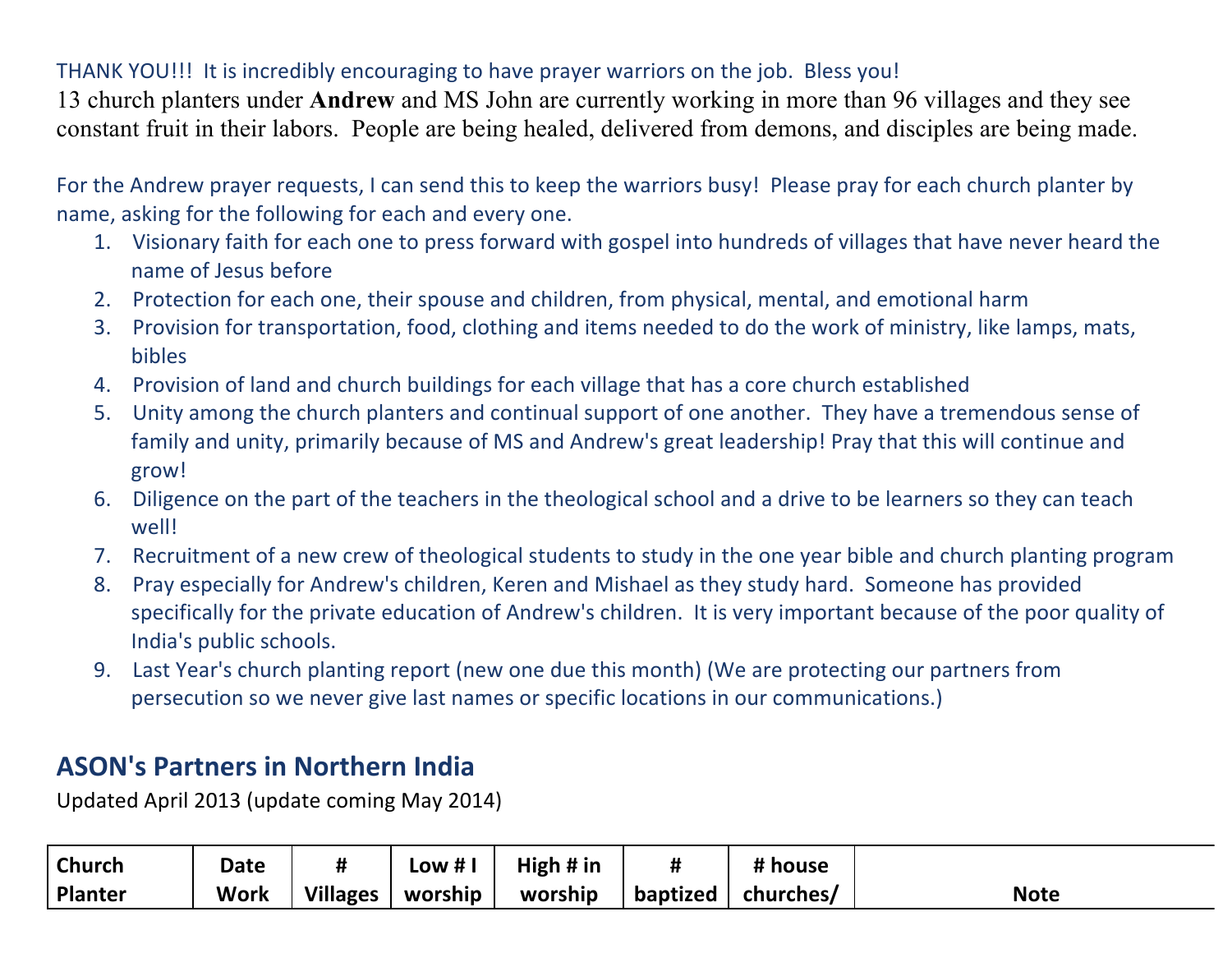THANK YOU!!! It is incredibly encouraging to have prayer warriors on the job. Bless you!

13 church planters under **Andrew** and MS John are currently working in more than 96 villages and they see constant fruit in their labors. People are being healed, delivered from demons, and disciples are being made.

For the Andrew prayer requests, I can send this to keep the warriors busy! Please pray for each church planter by name, asking for the following for each and every one.

1. Visionary faith for each one to press forward with gospel into hundreds of villages that have never heard the name of Jesus before
2. Protection for each one, their spouse and children, from physical, mental, and emotional harm
3. Provision for transportation, food, clothing and items needed to do the work of ministry, like lamps, mats, bibles
4. Provision of land and church buildings for each village that has a core church established
5. Unity among the church planters and continual support of one another. They have a tremendous sense of family and unity, primarily because of MS and Andrew's great leadership! Pray that this will continue and grow!
6. Diligence on the part of the teachers in the theological school and a drive to be learners so they can teach well!
7. Recruitment of a new crew of theological students to study in the one year bible and church planting program
8. Pray especially for Andrew's children, Keren and Mishael as they study hard. Someone has provided specifically for the private education of Andrew's children. It is very important because of the poor quality of India's public schools.
9. Last Year's church planting report (new one due this month) (We are protecting our partners from persecution so we never give last names or specific locations in our communications.)

## ASON's Partners in Northern India

Updated April 2013 (update coming May 2014)

| Church Planter | Date Work | # Villages | Low # I worship | High # in worship | # baptized | # house churches/ | Note |
|---|---|---|---|---|---|---|---|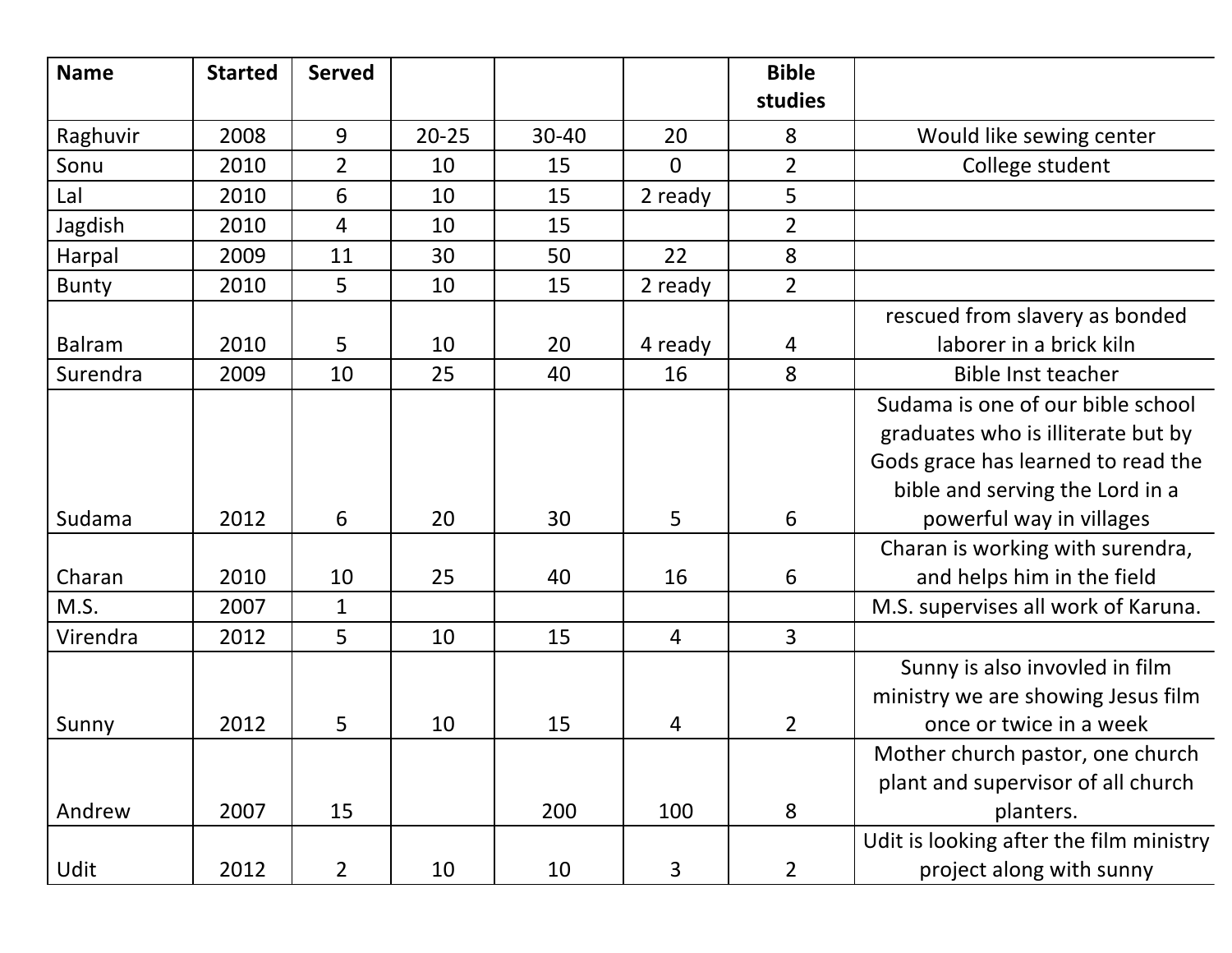| Name | Started | Served | | | | Bible studies | |
|---|---|---|---|---|---|---|---|
| Raghuvir | 2008 | 9 | 20-25 | 30-40 | 20 | 8 | Would like sewing center |
| Sonu | 2010 | 2 | 10 | 15 | 0 | 2 | College student |
| Lal | 2010 | 6 | 10 | 15 | 2 ready | 5 | |
| Jagdish | 2010 | 4 | 10 | 15 | | 2 | |
| Harpal | 2009 | 11 | 30 | 50 | 22 | 8 | |
| Bunty | 2010 | 5 | 10 | 15 | 2 ready | 2 | |
| Balram | 2010 | 5 | 10 | 20 | 4 ready | 4 | rescued from slavery as bonded laborer in a brick kiln |
| Surendra | 2009 | 10 | 25 | 40 | 16 | 8 | Bible Inst teacher |
| Sudama | 2012 | 6 | 20 | 30 | 5 | 6 | Sudama is one of our bible school graduates who is illiterate but by Gods grace has learned to read the bible and serving the Lord in a powerful way in villages |
| Charan | 2010 | 10 | 25 | 40 | 16 | 6 | Charan is working with surendra, and helps him in the field |
| M.S. | 2007 | 1 | | | | | M.S. supervises all work of Karuna. |
| Virendra | 2012 | 5 | 10 | 15 | 4 | 3 | |
| Sunny | 2012 | 5 | 10 | 15 | 4 | 2 | Sunny is also invovled in film ministry we are showing Jesus film once or twice in a week |
| Andrew | 2007 | 15 | | 200 | 100 | 8 | Mother church pastor, one church plant and supervisor of all church planters. |
| Udit | 2012 | 2 | 10 | 10 | 3 | 2 | Udit is looking after the film ministry project along with sunny |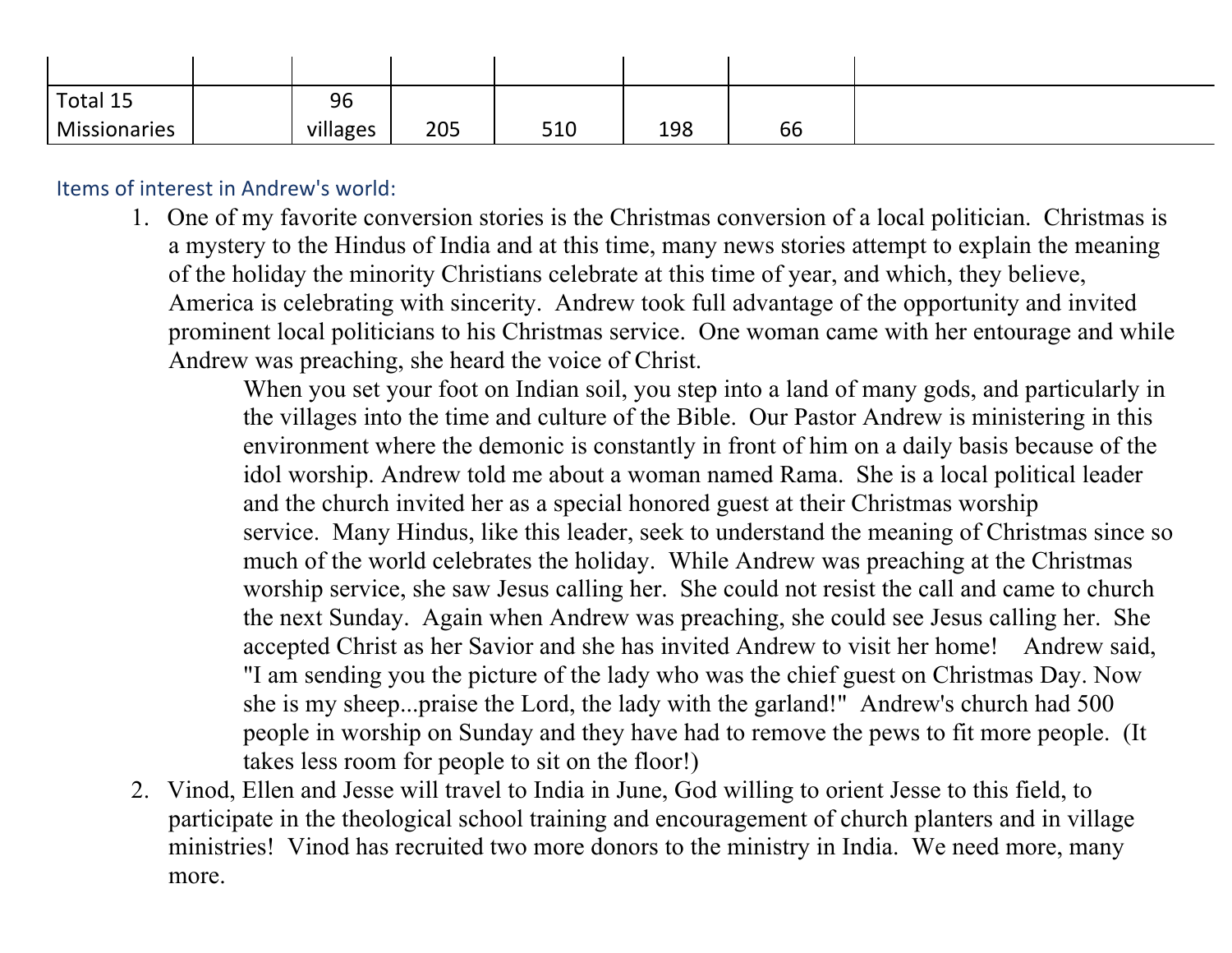| | | | | | | | |
|---|---|---|---|---|---|---|---|
| | | | | | | | |
| Total 15 Missionaries | | 96 villages | 205 | 510 | 198 | 66 | |

Items of interest in Andrew's world:

1. One of my favorite conversion stories is the Christmas conversion of a local politician. Christmas is a mystery to the Hindus of India and at this time, many news stories attempt to explain the meaning of the holiday the minority Christians celebrate at this time of year, and which, they believe, America is celebrating with sincerity. Andrew took full advantage of the opportunity and invited prominent local politicians to his Christmas service. One woman came with her entourage and while Andrew was preaching, she heard the voice of Christ.

   When you set your foot on Indian soil, you step into a land of many gods, and particularly in the villages into the time and culture of the Bible. Our Pastor Andrew is ministering in this environment where the demonic is constantly in front of him on a daily basis because of the idol worship. Andrew told me about a woman named Rama. She is a local political leader and the church invited her as a special honored guest at their Christmas worship service. Many Hindus, like this leader, seek to understand the meaning of Christmas since so much of the world celebrates the holiday. While Andrew was preaching at the Christmas worship service, she saw Jesus calling her. She could not resist the call and came to church the next Sunday. Again when Andrew was preaching, she could see Jesus calling her. She accepted Christ as her Savior and she has invited Andrew to visit her home! Andrew said, "I am sending you the picture of the lady who was the chief guest on Christmas Day. Now she is my sheep...praise the Lord, the lady with the garland!" Andrew's church had 500 people in worship on Sunday and they have had to remove the pews to fit more people. (It takes less room for people to sit on the floor!)

2. Vinod, Ellen and Jesse will travel to India in June, God willing to orient Jesse to this field, to participate in the theological school training and encouragement of church planters and in village ministries! Vinod has recruited two more donors to the ministry in India. We need more, many more.